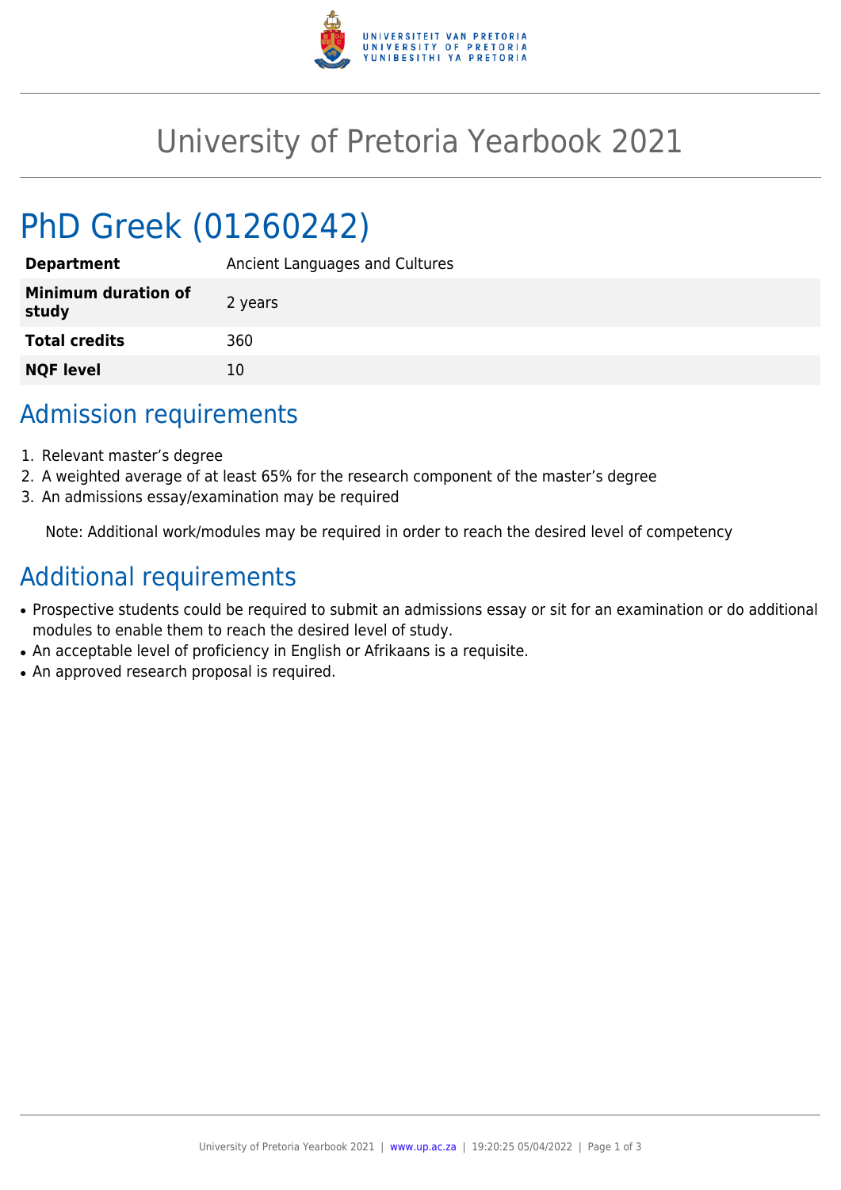# University of Pretoria Yearbook 2021

## PhD Greek (01260242)

| | |
|---|---|
| **Department** | Ancient Languages and Cultures |
| **Minimum duration of study** | 2 years |
| **Total credits** | 360 |
| **NQF level** | 10 |

## Admission requirements

1. Relevant master's degree
2. A weighted average of at least 65% for the research component of the master's degree
3. An admissions essay/examination may be required

Note: Additional work/modules may be required in order to reach the desired level of competency

## Additional requirements

- Prospective students could be required to submit an admissions essay or sit for an examination or do additional modules to enable them to reach the desired level of study.
- An acceptable level of proficiency in English or Afrikaans is a requisite.
- An approved research proposal is required.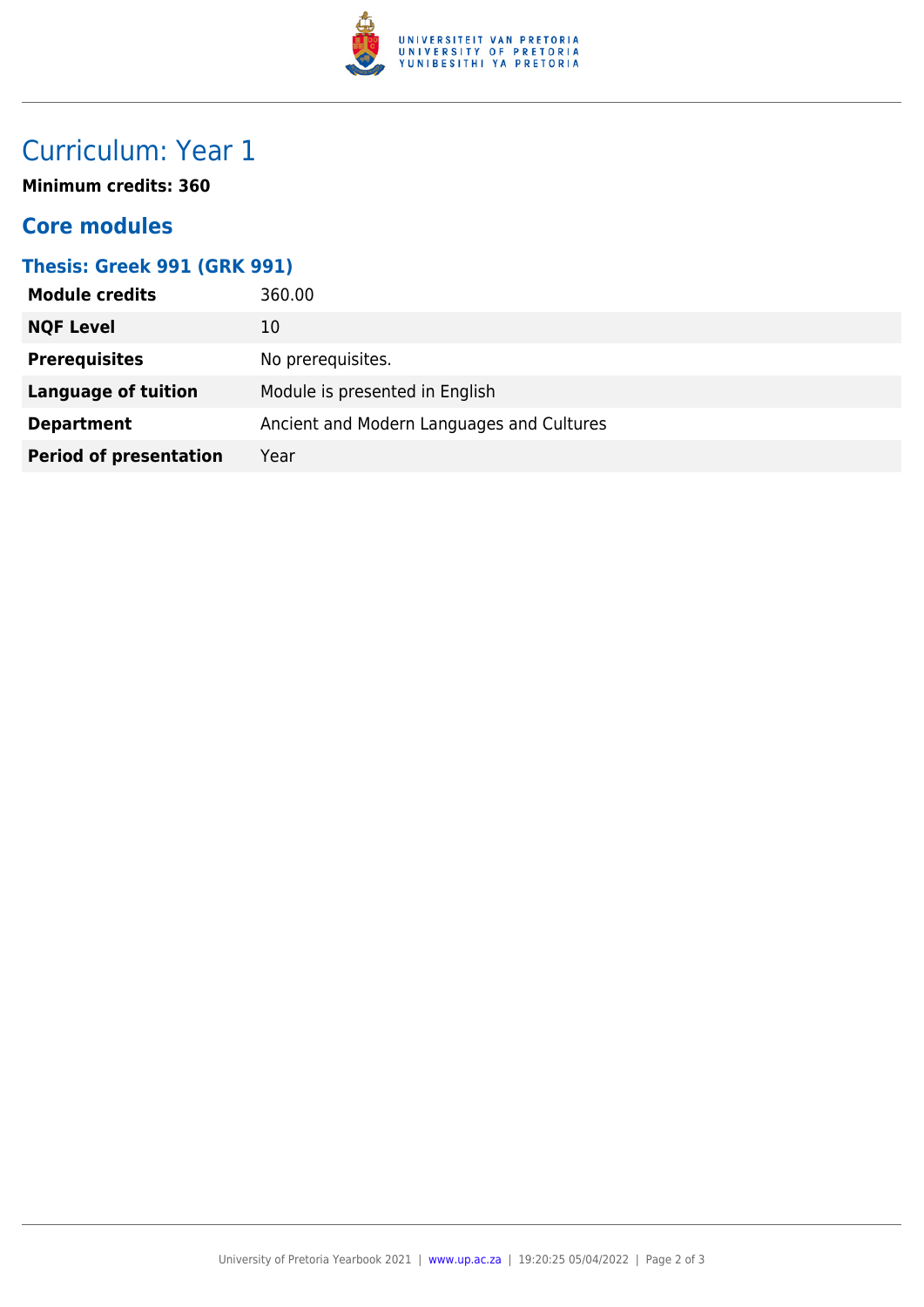# Curriculum: Year 1

**Minimum credits: 360**

## Core modules

### Thesis: Greek 991 (GRK 991)

| | |
|---|---|
| **Module credits** | 360.00 |
| **NQF Level** | 10 |
| **Prerequisites** | No prerequisites. |
| **Language of tuition** | Module is presented in English |
| **Department** | Ancient and Modern Languages and Cultures |
| **Period of presentation** | Year |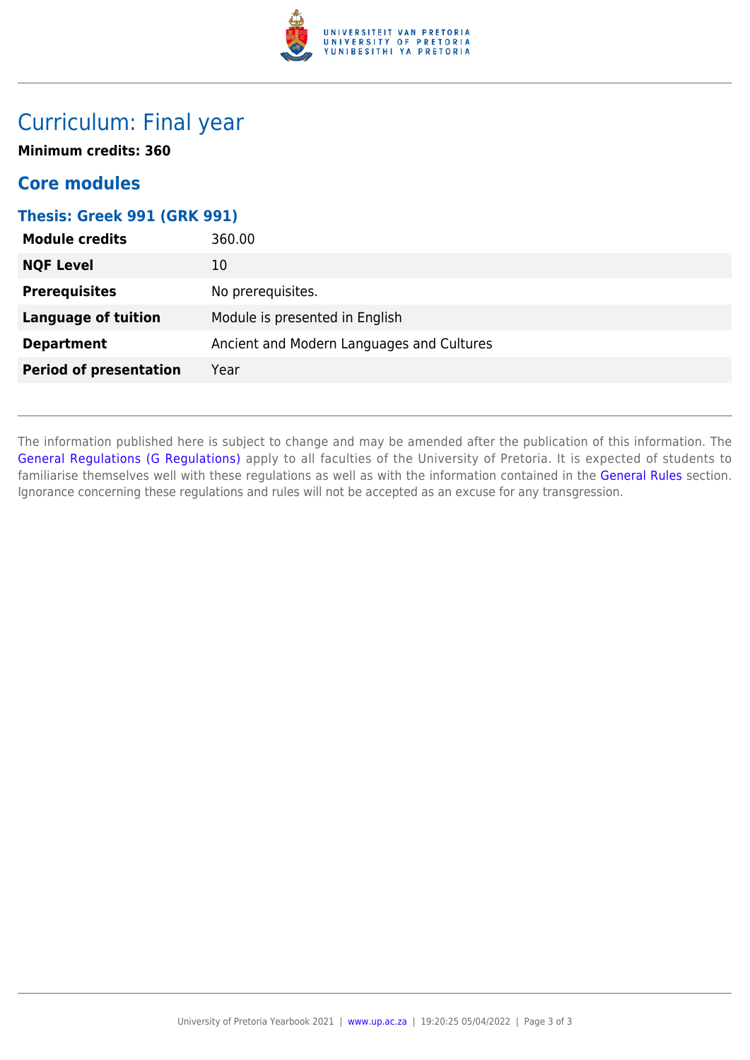# Curriculum: Final year

**Minimum credits: 360**

## Core modules

### Thesis: Greek 991 (GRK 991)

| | |
|---|---|
| **Module credits** | 360.00 |
| **NQF Level** | 10 |
| **Prerequisites** | No prerequisites. |
| **Language of tuition** | Module is presented in English |
| **Department** | Ancient and Modern Languages and Cultures |
| **Period of presentation** | Year |

The information published here is subject to change and may be amended after the publication of this information. The General Regulations (G Regulations) apply to all faculties of the University of Pretoria. It is expected of students to familiarise themselves well with these regulations as well as with the information contained in the General Rules section. Ignorance concerning these regulations and rules will not be accepted as an excuse for any transgression.